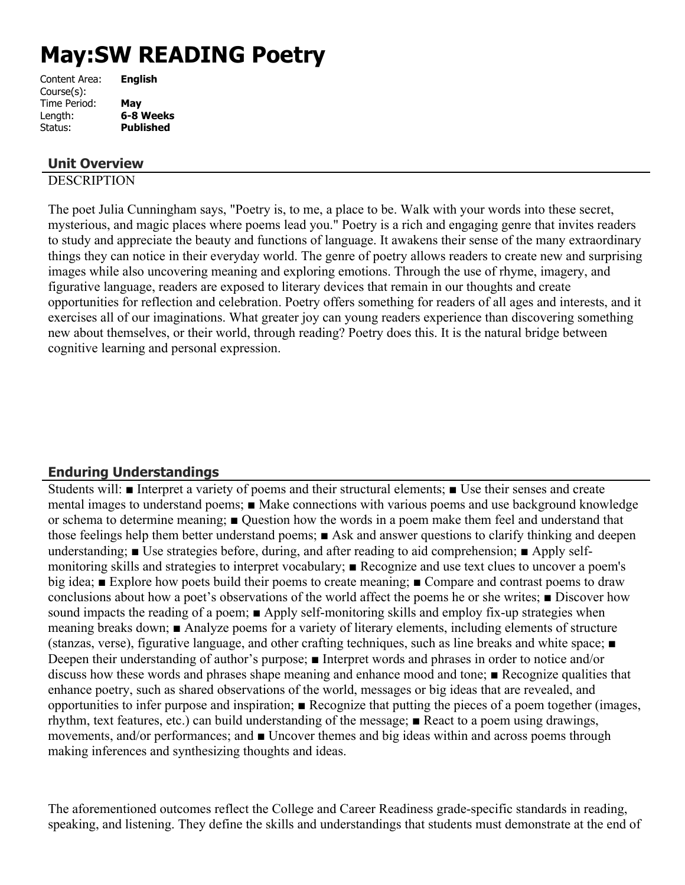# May:SW READING Poetry

Content Area: **English**
Course(s):
Time Period: **May**
Length: **6-8 Weeks**
Status: **Published**

## Unit Overview

DESCRIPTION

The poet Julia Cunningham says, "Poetry is, to me, a place to be. Walk with your words into these secret, mysterious, and magic places where poems lead you." Poetry is a rich and engaging genre that invites readers to study and appreciate the beauty and functions of language. It awakens their sense of the many extraordinary things they can notice in their everyday world. The genre of poetry allows readers to create new and surprising images while also uncovering meaning and exploring emotions. Through the use of rhyme, imagery, and figurative language, readers are exposed to literary devices that remain in our thoughts and create opportunities for reflection and celebration. Poetry offers something for readers of all ages and interests, and it exercises all of our imaginations. What greater joy can young readers experience than discovering something new about themselves, or their world, through reading? Poetry does this. It is the natural bridge between cognitive learning and personal expression.

## Enduring Understandings

Students will: ■ Interpret a variety of poems and their structural elements; ■ Use their senses and create mental images to understand poems; ■ Make connections with various poems and use background knowledge or schema to determine meaning; ■ Question how the words in a poem make them feel and understand that those feelings help them better understand poems; ■ Ask and answer questions to clarify thinking and deepen understanding; ■ Use strategies before, during, and after reading to aid comprehension; ■ Apply self-monitoring skills and strategies to interpret vocabulary; ■ Recognize and use text clues to uncover a poem's big idea; ■ Explore how poets build their poems to create meaning; ■ Compare and contrast poems to draw conclusions about how a poet's observations of the world affect the poems he or she writes; ■ Discover how sound impacts the reading of a poem; ■ Apply self-monitoring skills and employ fix-up strategies when meaning breaks down; ■ Analyze poems for a variety of literary elements, including elements of structure (stanzas, verse), figurative language, and other crafting techniques, such as line breaks and white space; ■ Deepen their understanding of author's purpose; ■ Interpret words and phrases in order to notice and/or discuss how these words and phrases shape meaning and enhance mood and tone; ■ Recognize qualities that enhance poetry, such as shared observations of the world, messages or big ideas that are revealed, and opportunities to infer purpose and inspiration; ■ Recognize that putting the pieces of a poem together (images, rhythm, text features, etc.) can build understanding of the message; ■ React to a poem using drawings, movements, and/or performances; and ■ Uncover themes and big ideas within and across poems through making inferences and synthesizing thoughts and ideas.

The aforementioned outcomes reflect the College and Career Readiness grade-specific standards in reading, speaking, and listening. They define the skills and understandings that students must demonstrate at the end of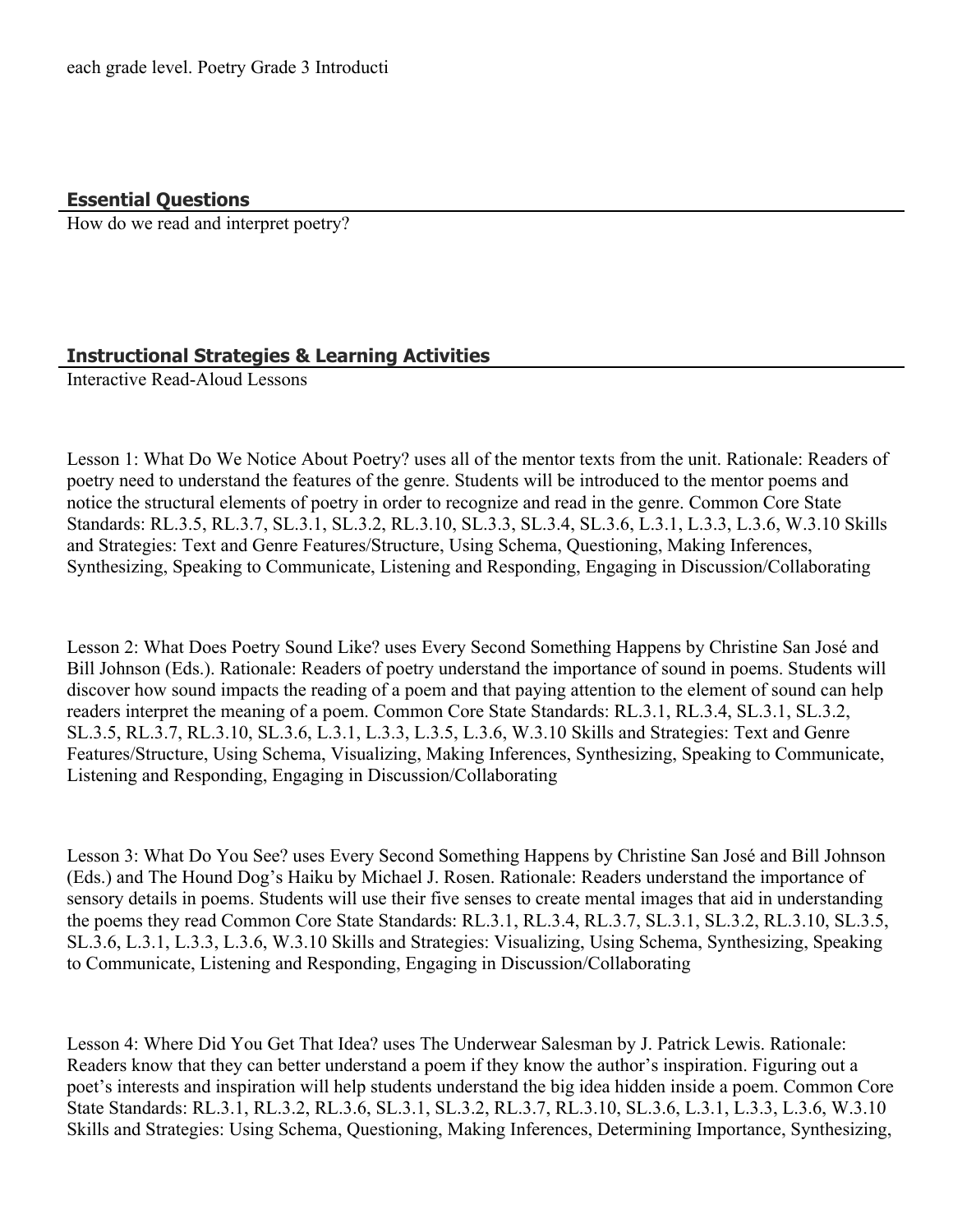each grade level. Poetry Grade 3 Introducti

## Essential Questions

How do we read and interpret poetry?

## Instructional Strategies & Learning Activities

Interactive Read-Aloud Lessons

Lesson 1: What Do We Notice About Poetry? uses all of the mentor texts from the unit. Rationale: Readers of poetry need to understand the features of the genre. Students will be introduced to the mentor poems and notice the structural elements of poetry in order to recognize and read in the genre. Common Core State Standards: RL.3.5, RL.3.7, SL.3.1, SL.3.2, RL.3.10, SL.3.3, SL.3.4, SL.3.6, L.3.1, L.3.3, L.3.6, W.3.10 Skills and Strategies: Text and Genre Features/Structure, Using Schema, Questioning, Making Inferences, Synthesizing, Speaking to Communicate, Listening and Responding, Engaging in Discussion/Collaborating

Lesson 2: What Does Poetry Sound Like? uses Every Second Something Happens by Christine San José and Bill Johnson (Eds.). Rationale: Readers of poetry understand the importance of sound in poems. Students will discover how sound impacts the reading of a poem and that paying attention to the element of sound can help readers interpret the meaning of a poem. Common Core State Standards: RL.3.1, RL.3.4, SL.3.1, SL.3.2, SL.3.5, RL.3.7, RL.3.10, SL.3.6, L.3.1, L.3.3, L.3.5, L.3.6, W.3.10 Skills and Strategies: Text and Genre Features/Structure, Using Schema, Visualizing, Making Inferences, Synthesizing, Speaking to Communicate, Listening and Responding, Engaging in Discussion/Collaborating

Lesson 3: What Do You See? uses Every Second Something Happens by Christine San José and Bill Johnson (Eds.) and The Hound Dog's Haiku by Michael J. Rosen. Rationale: Readers understand the importance of sensory details in poems. Students will use their five senses to create mental images that aid in understanding the poems they read Common Core State Standards: RL.3.1, RL.3.4, RL.3.7, SL.3.1, SL.3.2, RL.3.10, SL.3.5, SL.3.6, L.3.1, L.3.3, L.3.6, W.3.10 Skills and Strategies: Visualizing, Using Schema, Synthesizing, Speaking to Communicate, Listening and Responding, Engaging in Discussion/Collaborating

Lesson 4: Where Did You Get That Idea? uses The Underwear Salesman by J. Patrick Lewis. Rationale: Readers know that they can better understand a poem if they know the author's inspiration. Figuring out a poet's interests and inspiration will help students understand the big idea hidden inside a poem. Common Core State Standards: RL.3.1, RL.3.2, RL.3.6, SL.3.1, SL.3.2, RL.3.7, RL.3.10, SL.3.6, L.3.1, L.3.3, L.3.6, W.3.10 Skills and Strategies: Using Schema, Questioning, Making Inferences, Determining Importance, Synthesizing,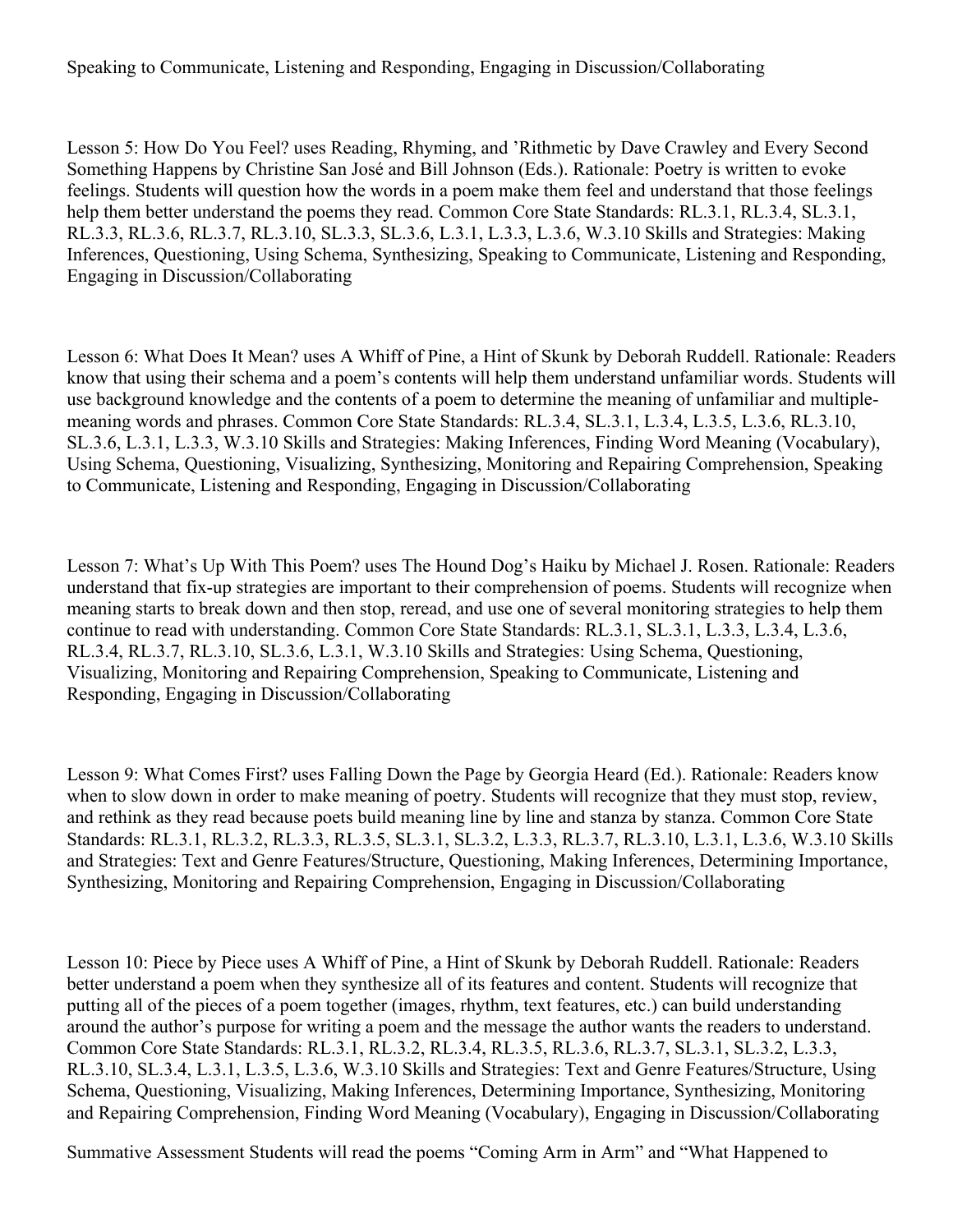Speaking to Communicate, Listening and Responding, Engaging in Discussion/Collaborating

Lesson 5: How Do You Feel? uses Reading, Rhyming, and 'Rithmetic by Dave Crawley and Every Second Something Happens by Christine San José and Bill Johnson (Eds.). Rationale: Poetry is written to evoke feelings. Students will question how the words in a poem make them feel and understand that those feelings help them better understand the poems they read. Common Core State Standards: RL.3.1, RL.3.4, SL.3.1, RL.3.3, RL.3.6, RL.3.7, RL.3.10, SL.3.3, SL.3.6, L.3.1, L.3.3, L.3.6, W.3.10 Skills and Strategies: Making Inferences, Questioning, Using Schema, Synthesizing, Speaking to Communicate, Listening and Responding, Engaging in Discussion/Collaborating

Lesson 6: What Does It Mean? uses A Whiff of Pine, a Hint of Skunk by Deborah Ruddell. Rationale: Readers know that using their schema and a poem's contents will help them understand unfamiliar words. Students will use background knowledge and the contents of a poem to determine the meaning of unfamiliar and multiple-meaning words and phrases. Common Core State Standards: RL.3.4, SL.3.1, L.3.4, L.3.5, L.3.6, RL.3.10, SL.3.6, L.3.1, L.3.3, W.3.10 Skills and Strategies: Making Inferences, Finding Word Meaning (Vocabulary), Using Schema, Questioning, Visualizing, Synthesizing, Monitoring and Repairing Comprehension, Speaking to Communicate, Listening and Responding, Engaging in Discussion/Collaborating

Lesson 7: What's Up With This Poem? uses The Hound Dog's Haiku by Michael J. Rosen. Rationale: Readers understand that fix-up strategies are important to their comprehension of poems. Students will recognize when meaning starts to break down and then stop, reread, and use one of several monitoring strategies to help them continue to read with understanding. Common Core State Standards: RL.3.1, SL.3.1, L.3.3, L.3.4, L.3.6, RL.3.4, RL.3.7, RL.3.10, SL.3.6, L.3.1, W.3.10 Skills and Strategies: Using Schema, Questioning, Visualizing, Monitoring and Repairing Comprehension, Speaking to Communicate, Listening and Responding, Engaging in Discussion/Collaborating

Lesson 9: What Comes First? uses Falling Down the Page by Georgia Heard (Ed.). Rationale: Readers know when to slow down in order to make meaning of poetry. Students will recognize that they must stop, review, and rethink as they read because poets build meaning line by line and stanza by stanza. Common Core State Standards: RL.3.1, RL.3.2, RL.3.3, RL.3.5, SL.3.1, SL.3.2, L.3.3, RL.3.7, RL.3.10, L.3.1, L.3.6, W.3.10 Skills and Strategies: Text and Genre Features/Structure, Questioning, Making Inferences, Determining Importance, Synthesizing, Monitoring and Repairing Comprehension, Engaging in Discussion/Collaborating

Lesson 10: Piece by Piece uses A Whiff of Pine, a Hint of Skunk by Deborah Ruddell. Rationale: Readers better understand a poem when they synthesize all of its features and content. Students will recognize that putting all of the pieces of a poem together (images, rhythm, text features, etc.) can build understanding around the author's purpose for writing a poem and the message the author wants the readers to understand. Common Core State Standards: RL.3.1, RL.3.2, RL.3.4, RL.3.5, RL.3.6, RL.3.7, SL.3.1, SL.3.2, L.3.3, RL.3.10, SL.3.4, L.3.1, L.3.5, L.3.6, W.3.10 Skills and Strategies: Text and Genre Features/Structure, Using Schema, Questioning, Visualizing, Making Inferences, Determining Importance, Synthesizing, Monitoring and Repairing Comprehension, Finding Word Meaning (Vocabulary), Engaging in Discussion/Collaborating

Summative Assessment Students will read the poems "Coming Arm in Arm" and "What Happened to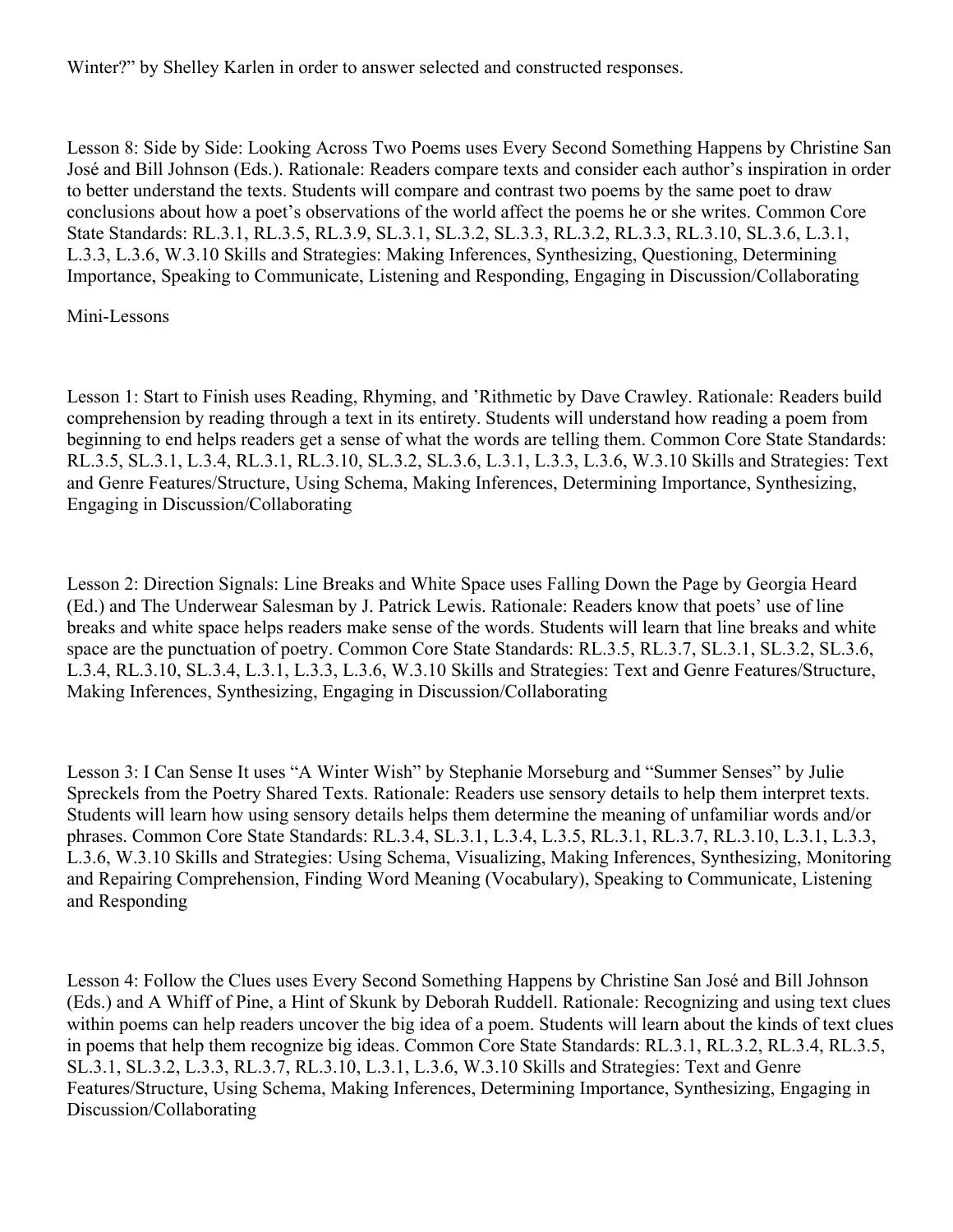Winter?" by Shelley Karlen in order to answer selected and constructed responses.

Lesson 8: Side by Side: Looking Across Two Poems uses Every Second Something Happens by Christine San José and Bill Johnson (Eds.). Rationale: Readers compare texts and consider each author's inspiration in order to better understand the texts. Students will compare and contrast two poems by the same poet to draw conclusions about how a poet's observations of the world affect the poems he or she writes. Common Core State Standards: RL.3.1, RL.3.5, RL.3.9, SL.3.1, SL.3.2, SL.3.3, RL.3.2, RL.3.3, RL.3.10, SL.3.6, L.3.1, L.3.3, L.3.6, W.3.10 Skills and Strategies: Making Inferences, Synthesizing, Questioning, Determining Importance, Speaking to Communicate, Listening and Responding, Engaging in Discussion/Collaborating

Mini-Lessons

Lesson 1: Start to Finish uses Reading, Rhyming, and 'Rithmetic by Dave Crawley. Rationale: Readers build comprehension by reading through a text in its entirety. Students will understand how reading a poem from beginning to end helps readers get a sense of what the words are telling them. Common Core State Standards: RL.3.5, SL.3.1, L.3.4, RL.3.1, RL.3.10, SL.3.2, SL.3.6, L.3.1, L.3.3, L.3.6, W.3.10 Skills and Strategies: Text and Genre Features/Structure, Using Schema, Making Inferences, Determining Importance, Synthesizing, Engaging in Discussion/Collaborating

Lesson 2: Direction Signals: Line Breaks and White Space uses Falling Down the Page by Georgia Heard (Ed.) and The Underwear Salesman by J. Patrick Lewis. Rationale: Readers know that poets' use of line breaks and white space helps readers make sense of the words. Students will learn that line breaks and white space are the punctuation of poetry. Common Core State Standards: RL.3.5, RL.3.7, SL.3.1, SL.3.2, SL.3.6, L.3.4, RL.3.10, SL.3.4, L.3.1, L.3.3, L.3.6, W.3.10 Skills and Strategies: Text and Genre Features/Structure, Making Inferences, Synthesizing, Engaging in Discussion/Collaborating

Lesson 3: I Can Sense It uses "A Winter Wish" by Stephanie Morseburg and "Summer Senses" by Julie Spreckels from the Poetry Shared Texts. Rationale: Readers use sensory details to help them interpret texts. Students will learn how using sensory details helps them determine the meaning of unfamiliar words and/or phrases. Common Core State Standards: RL.3.4, SL.3.1, L.3.4, L.3.5, RL.3.1, RL.3.7, RL.3.10, L.3.1, L.3.3, L.3.6, W.3.10 Skills and Strategies: Using Schema, Visualizing, Making Inferences, Synthesizing, Monitoring and Repairing Comprehension, Finding Word Meaning (Vocabulary), Speaking to Communicate, Listening and Responding

Lesson 4: Follow the Clues uses Every Second Something Happens by Christine San José and Bill Johnson (Eds.) and A Whiff of Pine, a Hint of Skunk by Deborah Ruddell. Rationale: Recognizing and using text clues within poems can help readers uncover the big idea of a poem. Students will learn about the kinds of text clues in poems that help them recognize big ideas. Common Core State Standards: RL.3.1, RL.3.2, RL.3.4, RL.3.5, SL.3.1, SL.3.2, L.3.3, RL.3.7, RL.3.10, L.3.1, L.3.6, W.3.10 Skills and Strategies: Text and Genre Features/Structure, Using Schema, Making Inferences, Determining Importance, Synthesizing, Engaging in Discussion/Collaborating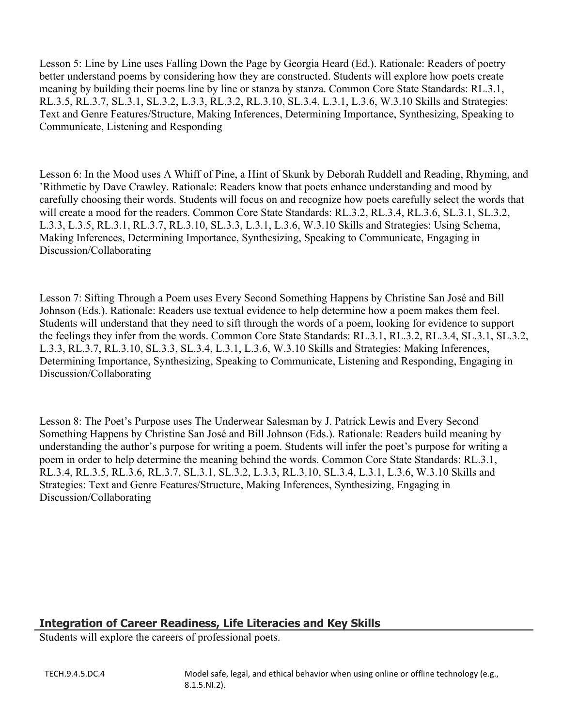Lesson 5: Line by Line uses Falling Down the Page by Georgia Heard (Ed.). Rationale: Readers of poetry better understand poems by considering how they are constructed. Students will explore how poets create meaning by building their poems line by line or stanza by stanza. Common Core State Standards: RL.3.1, RL.3.5, RL.3.7, SL.3.1, SL.3.2, L.3.3, RL.3.2, RL.3.10, SL.3.4, L.3.1, L.3.6, W.3.10 Skills and Strategies: Text and Genre Features/Structure, Making Inferences, Determining Importance, Synthesizing, Speaking to Communicate, Listening and Responding

Lesson 6: In the Mood uses A Whiff of Pine, a Hint of Skunk by Deborah Ruddell and Reading, Rhyming, and 'Rithmetic by Dave Crawley. Rationale: Readers know that poets enhance understanding and mood by carefully choosing their words. Students will focus on and recognize how poets carefully select the words that will create a mood for the readers. Common Core State Standards: RL.3.2, RL.3.4, RL.3.6, SL.3.1, SL.3.2, L.3.3, L.3.5, RL.3.1, RL.3.7, RL.3.10, SL.3.3, L.3.1, L.3.6, W.3.10 Skills and Strategies: Using Schema, Making Inferences, Determining Importance, Synthesizing, Speaking to Communicate, Engaging in Discussion/Collaborating

Lesson 7: Sifting Through a Poem uses Every Second Something Happens by Christine San José and Bill Johnson (Eds.). Rationale: Readers use textual evidence to help determine how a poem makes them feel. Students will understand that they need to sift through the words of a poem, looking for evidence to support the feelings they infer from the words. Common Core State Standards: RL.3.1, RL.3.2, RL.3.4, SL.3.1, SL.3.2, L.3.3, RL.3.7, RL.3.10, SL.3.3, SL.3.4, L.3.1, L.3.6, W.3.10 Skills and Strategies: Making Inferences, Determining Importance, Synthesizing, Speaking to Communicate, Listening and Responding, Engaging in Discussion/Collaborating

Lesson 8: The Poet's Purpose uses The Underwear Salesman by J. Patrick Lewis and Every Second Something Happens by Christine San José and Bill Johnson (Eds.). Rationale: Readers build meaning by understanding the author's purpose for writing a poem. Students will infer the poet's purpose for writing a poem in order to help determine the meaning behind the words. Common Core State Standards: RL.3.1, RL.3.4, RL.3.5, RL.3.6, RL.3.7, SL.3.1, SL.3.2, L.3.3, RL.3.10, SL.3.4, L.3.1, L.3.6, W.3.10 Skills and Strategies: Text and Genre Features/Structure, Making Inferences, Synthesizing, Engaging in Discussion/Collaborating

## Integration of Career Readiness, Life Literacies and Key Skills

Students will explore the careers of professional poets.

| | |
|---|---|
| TECH.9.4.5.DC.4 | Model safe, legal, and ethical behavior when using online or offline technology (e.g., 8.1.5.NI.2). |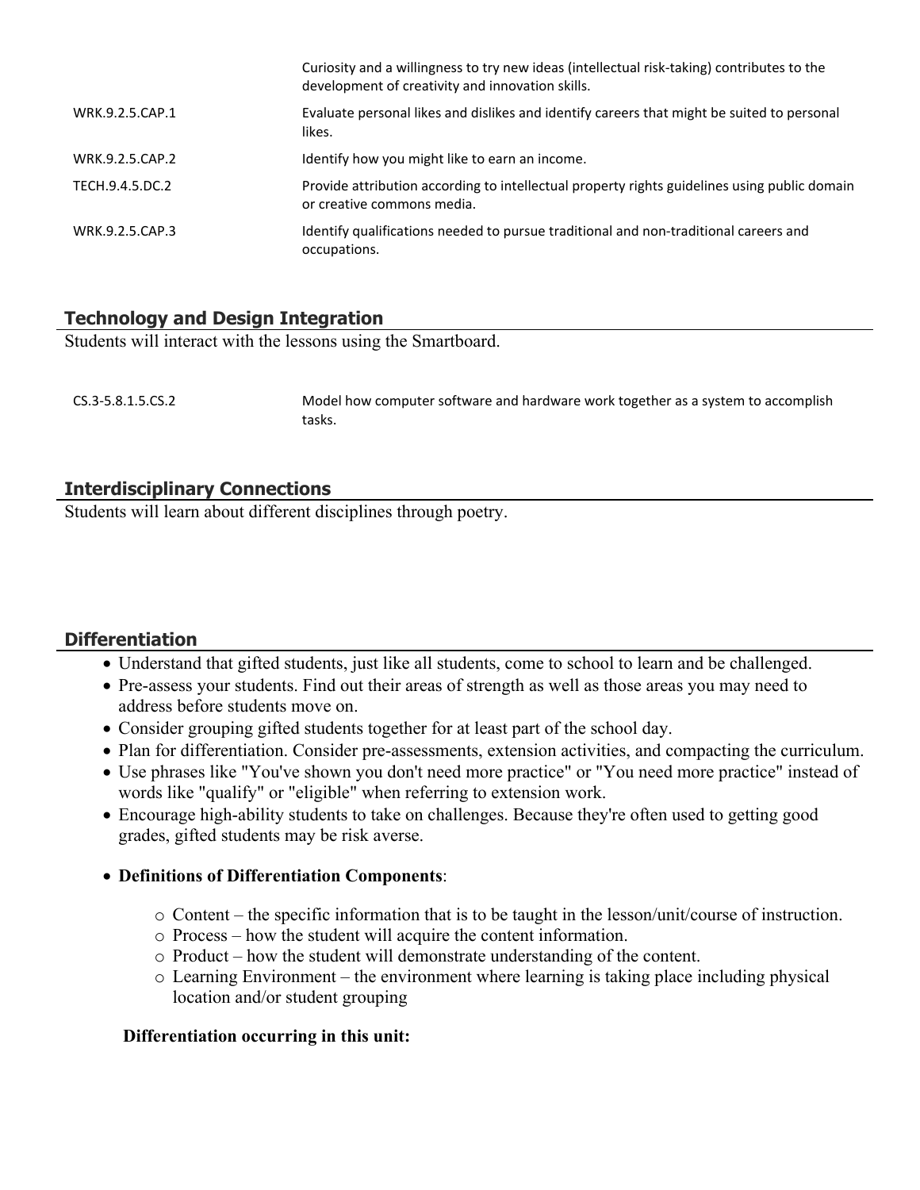| | Curiosity and a willingness to try new ideas (intellectual risk-taking) contributes to the development of creativity and innovation skills. |
|---|---|
| WRK.9.2.5.CAP.1 | Evaluate personal likes and dislikes and identify careers that might be suited to personal likes. |
| WRK.9.2.5.CAP.2 | Identify how you might like to earn an income. |
| TECH.9.4.5.DC.2 | Provide attribution according to intellectual property rights guidelines using public domain or creative commons media. |
| WRK.9.2.5.CAP.3 | Identify qualifications needed to pursue traditional and non-traditional careers and occupations. |

## Technology and Design Integration

Students will interact with the lessons using the Smartboard.

| CS.3-5.8.1.5.CS.2 | Model how computer software and hardware work together as a system to accomplish tasks. |
|---|---|

## Interdisciplinary Connections

Students will learn about different disciplines through poetry.

## Differentiation

- Understand that gifted students, just like all students, come to school to learn and be challenged.
- Pre-assess your students. Find out their areas of strength as well as those areas you may need to address before students move on.
- Consider grouping gifted students together for at least part of the school day.
- Plan for differentiation. Consider pre-assessments, extension activities, and compacting the curriculum.
- Use phrases like "You've shown you don't need more practice" or "You need more practice" instead of words like "qualify" or "eligible" when referring to extension work.
- Encourage high-ability students to take on challenges. Because they're often used to getting good grades, gifted students may be risk averse.
- **Definitions of Differentiation Components**:
  - Content – the specific information that is to be taught in the lesson/unit/course of instruction.
  - Process – how the student will acquire the content information.
  - Product – how the student will demonstrate understanding of the content.
  - Learning Environment – the environment where learning is taking place including physical location and/or student grouping

**Differentiation occurring in this unit:**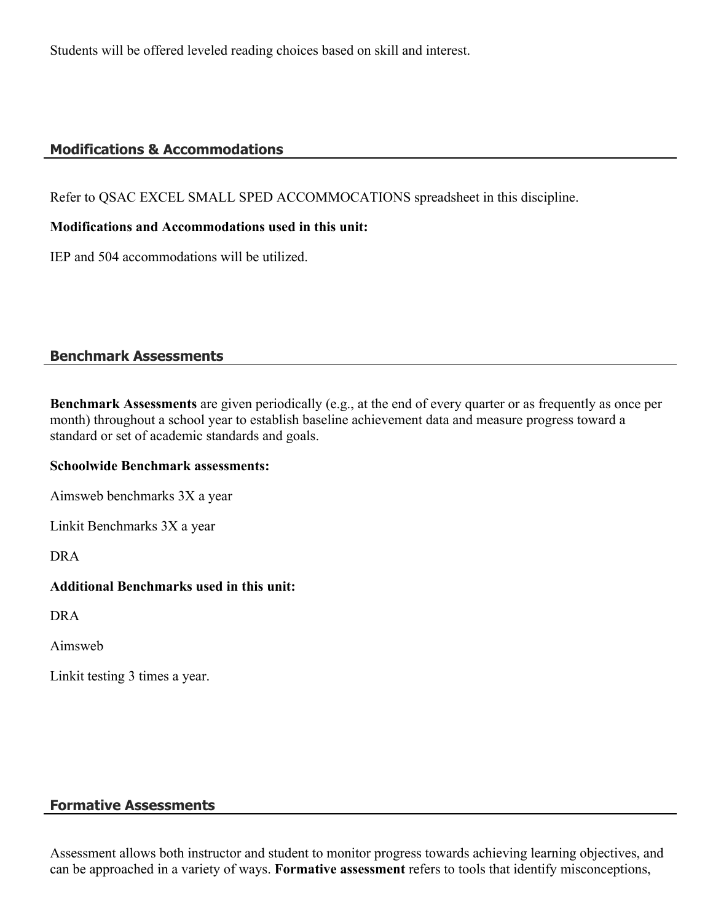Students will be offered leveled reading choices based on skill and interest.

## Modifications & Accommodations

Refer to QSAC EXCEL SMALL SPED ACCOMMOCATIONS spreadsheet in this discipline.

**Modifications and Accommodations used in this unit:**

IEP and 504 accommodations will be utilized.

## Benchmark Assessments

**Benchmark Assessments** are given periodically (e.g., at the end of every quarter or as frequently as once per month) throughout a school year to establish baseline achievement data and measure progress toward a standard or set of academic standards and goals.

**Schoolwide Benchmark assessments:**

Aimsweb benchmarks 3X a year

Linkit Benchmarks 3X a year

DRA

**Additional Benchmarks used in this unit:**

DRA

Aimsweb

Linkit testing 3 times a year.

## Formative Assessments

Assessment allows both instructor and student to monitor progress towards achieving learning objectives, and can be approached in a variety of ways. **Formative assessment** refers to tools that identify misconceptions,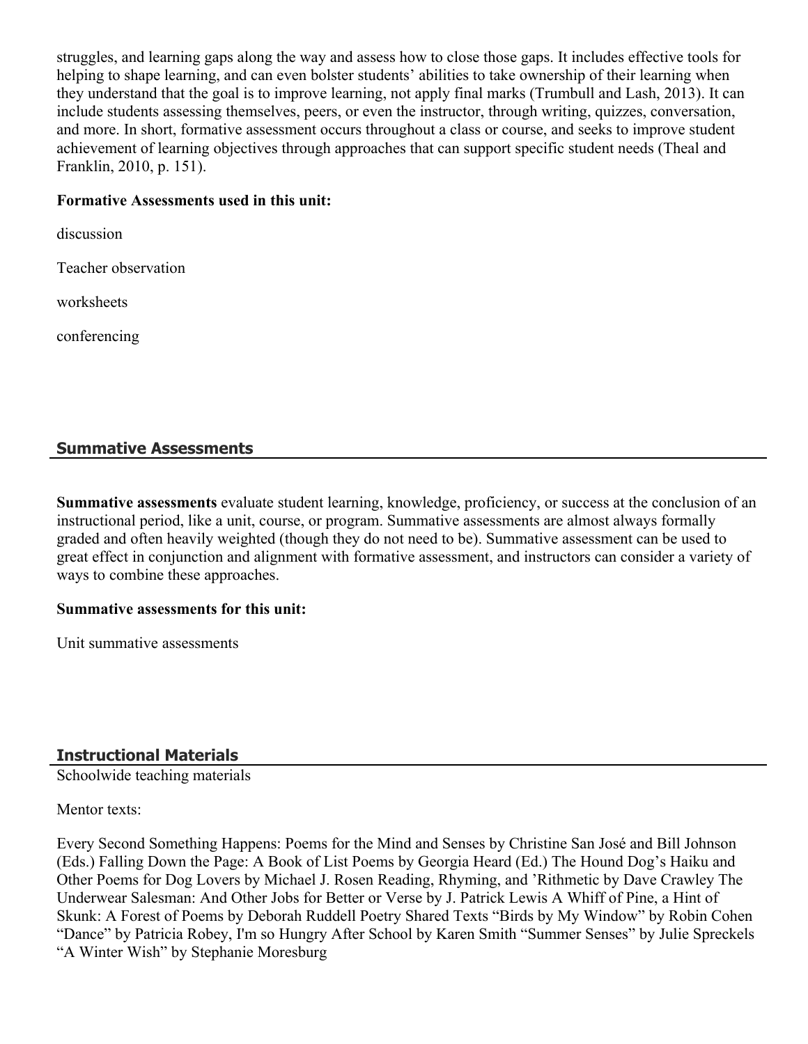struggles, and learning gaps along the way and assess how to close those gaps. It includes effective tools for helping to shape learning, and can even bolster students' abilities to take ownership of their learning when they understand that the goal is to improve learning, not apply final marks (Trumbull and Lash, 2013). It can include students assessing themselves, peers, or even the instructor, through writing, quizzes, conversation, and more. In short, formative assessment occurs throughout a class or course, and seeks to improve student achievement of learning objectives through approaches that can support specific student needs (Theal and Franklin, 2010, p. 151).

**Formative Assessments used in this unit:**

discussion

Teacher observation

worksheets

conferencing

## Summative Assessments

**Summative assessments** evaluate student learning, knowledge, proficiency, or success at the conclusion of an instructional period, like a unit, course, or program. Summative assessments are almost always formally graded and often heavily weighted (though they do not need to be). Summative assessment can be used to great effect in conjunction and alignment with formative assessment, and instructors can consider a variety of ways to combine these approaches.

**Summative assessments for this unit:**

Unit summative assessments

## Instructional Materials

Schoolwide teaching materials

Mentor texts:

Every Second Something Happens: Poems for the Mind and Senses by Christine San José and Bill Johnson (Eds.) Falling Down the Page: A Book of List Poems by Georgia Heard (Ed.) The Hound Dog's Haiku and Other Poems for Dog Lovers by Michael J. Rosen Reading, Rhyming, and 'Rithmetic by Dave Crawley The Underwear Salesman: And Other Jobs for Better or Verse by J. Patrick Lewis A Whiff of Pine, a Hint of Skunk: A Forest of Poems by Deborah Ruddell Poetry Shared Texts "Birds by My Window" by Robin Cohen "Dance" by Patricia Robey, I'm so Hungry After School by Karen Smith "Summer Senses" by Julie Spreckels "A Winter Wish" by Stephanie Moresburg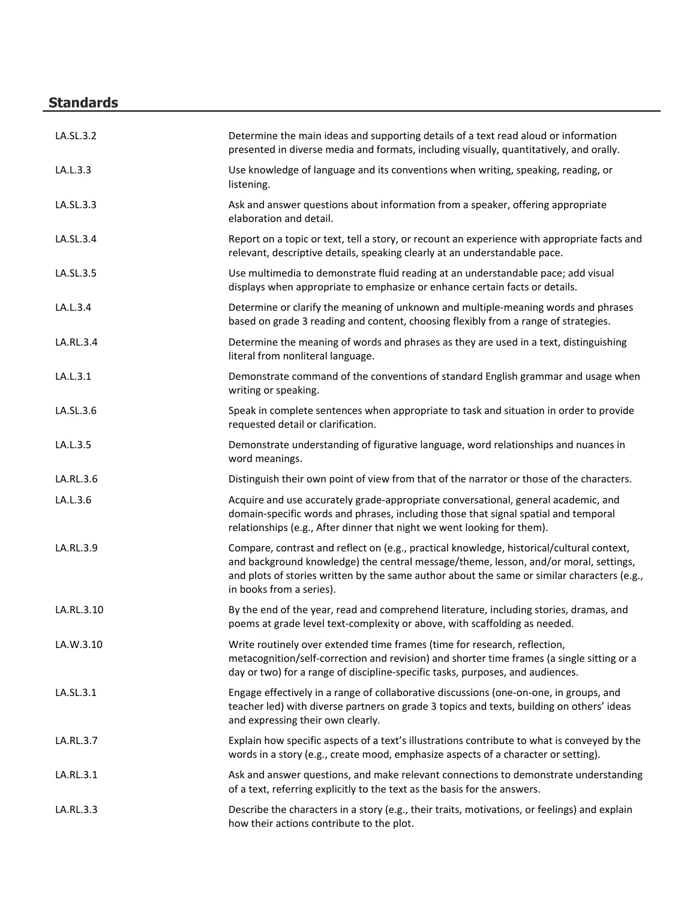## Standards

| | |
|---|---|
| LA.SL.3.2 | Determine the main ideas and supporting details of a text read aloud or information presented in diverse media and formats, including visually, quantitatively, and orally. |
| LA.L.3.3 | Use knowledge of language and its conventions when writing, speaking, reading, or listening. |
| LA.SL.3.3 | Ask and answer questions about information from a speaker, offering appropriate elaboration and detail. |
| LA.SL.3.4 | Report on a topic or text, tell a story, or recount an experience with appropriate facts and relevant, descriptive details, speaking clearly at an understandable pace. |
| LA.SL.3.5 | Use multimedia to demonstrate fluid reading at an understandable pace; add visual displays when appropriate to emphasize or enhance certain facts or details. |
| LA.L.3.4 | Determine or clarify the meaning of unknown and multiple-meaning words and phrases based on grade 3 reading and content, choosing flexibly from a range of strategies. |
| LA.RL.3.4 | Determine the meaning of words and phrases as they are used in a text, distinguishing literal from nonliteral language. |
| LA.L.3.1 | Demonstrate command of the conventions of standard English grammar and usage when writing or speaking. |
| LA.SL.3.6 | Speak in complete sentences when appropriate to task and situation in order to provide requested detail or clarification. |
| LA.L.3.5 | Demonstrate understanding of figurative language, word relationships and nuances in word meanings. |
| LA.RL.3.6 | Distinguish their own point of view from that of the narrator or those of the characters. |
| LA.L.3.6 | Acquire and use accurately grade-appropriate conversational, general academic, and domain-specific words and phrases, including those that signal spatial and temporal relationships (e.g., After dinner that night we went looking for them). |
| LA.RL.3.9 | Compare, contrast and reflect on (e.g., practical knowledge, historical/cultural context, and background knowledge) the central message/theme, lesson, and/or moral, settings, and plots of stories written by the same author about the same or similar characters (e.g., in books from a series). |
| LA.RL.3.10 | By the end of the year, read and comprehend literature, including stories, dramas, and poems at grade level text-complexity or above, with scaffolding as needed. |
| LA.W.3.10 | Write routinely over extended time frames (time for research, reflection, metacognition/self-correction and revision) and shorter time frames (a single sitting or a day or two) for a range of discipline-specific tasks, purposes, and audiences. |
| LA.SL.3.1 | Engage effectively in a range of collaborative discussions (one-on-one, in groups, and teacher led) with diverse partners on grade 3 topics and texts, building on others' ideas and expressing their own clearly. |
| LA.RL.3.7 | Explain how specific aspects of a text's illustrations contribute to what is conveyed by the words in a story (e.g., create mood, emphasize aspects of a character or setting). |
| LA.RL.3.1 | Ask and answer questions, and make relevant connections to demonstrate understanding of a text, referring explicitly to the text as the basis for the answers. |
| LA.RL.3.3 | Describe the characters in a story (e.g., their traits, motivations, or feelings) and explain how their actions contribute to the plot. |